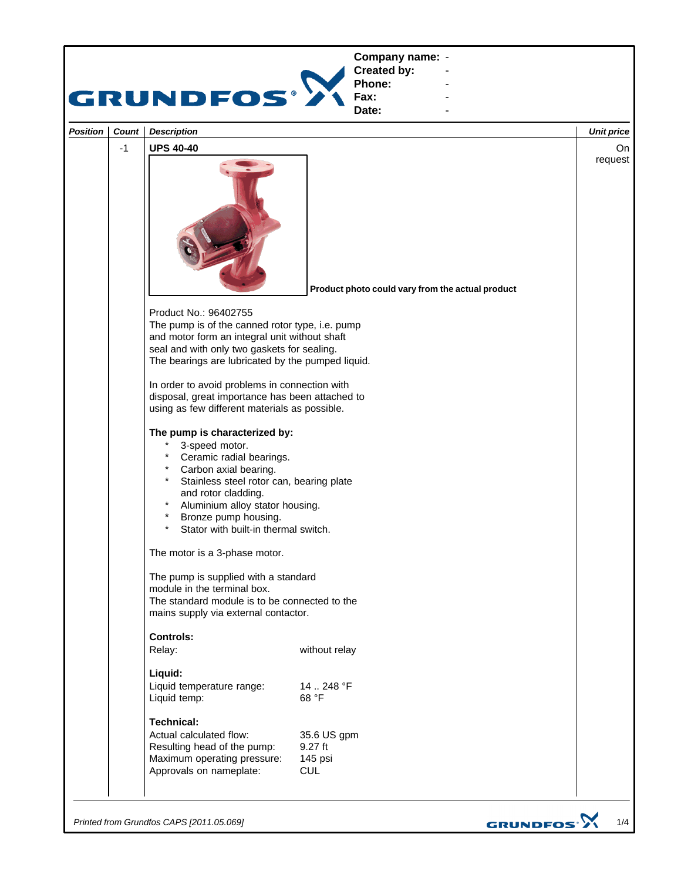**Company name:** -
**Created by:** -
**Phone:** -
**Fax:** -
**Date:** -

| *Position* | *Count* | *Description* | *Unit price* |
|---|---|---|---|
| | -1 | **UPS 40-40** | On request |

**Product photo could vary from the actual product**

Product No.: 96402755
The pump is of the canned rotor type, i.e. pump and motor form an integral unit without shaft seal and with only two gaskets for sealing.
The bearings are lubricated by the pumped liquid.

In order to avoid problems in connection with disposal, great importance has been attached to using as few different materials as possible.

**The pump is characterized by:**

* 3-speed motor.
* Ceramic radial bearings.
* Carbon axial bearing.
* Stainless steel rotor can, bearing plate and rotor cladding.
* Aluminium alloy stator housing.
* Bronze pump housing.
* Stator with built-in thermal switch.

The motor is a 3-phase motor.

The pump is supplied with a standard module in the terminal box.
The standard module is to be connected to the mains supply via external contactor.

**Controls:**

| | |
|---|---|
| Relay: | without relay |

**Liquid:**

| | |
|---|---|
| Liquid temperature range: | 14 .. 248 °F |
| Liquid temp: | 68 °F |

**Technical:**

| | |
|---|---|
| Actual calculated flow: | 35.6 US gpm |
| Resulting head of the pump: | 9.27 ft |
| Maximum operating pressure: | 145 psi |
| Approvals on nameplate: | CUL |

*Printed from Grundfos CAPS [2011.05.069]*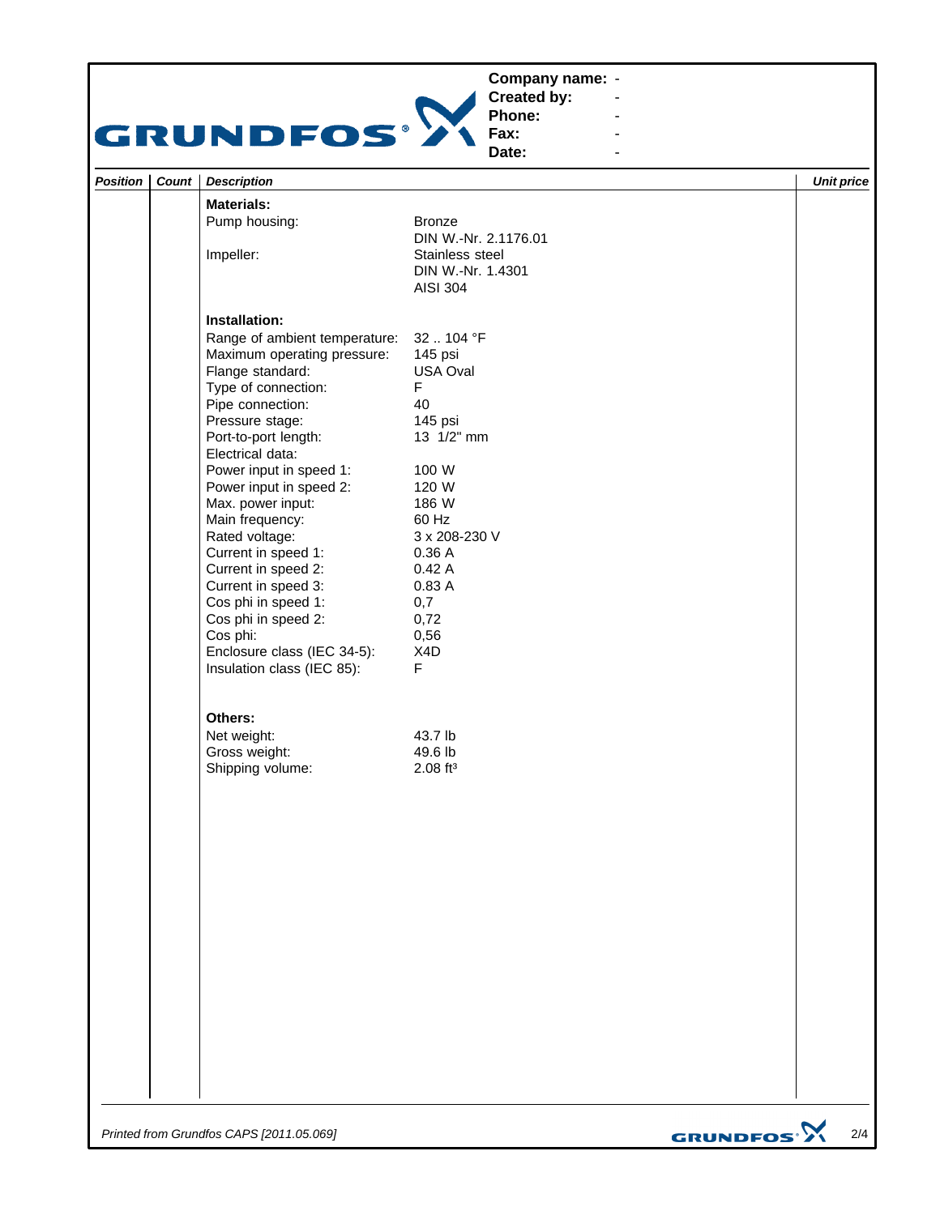**Company name:** -
**Created by:** -
**Phone:** -
**Fax:** -
**Date:** -

| *Position* | *Count* | *Description* | *Unit price* |
|---|---|---|---|

**Materials:**

| | |
|---|---|
| Pump housing: | Bronze<br>DIN W.-Nr. 2.1176.01 |
| Impeller: | Stainless steel<br>DIN W.-Nr. 1.4301<br>AISI 304 |

**Installation:**

| | |
|---|---|
| Range of ambient temperature: | 32 .. 104 °F |
| Maximum operating pressure: | 145 psi |
| Flange standard: | USA Oval |
| Type of connection: | F |
| Pipe connection: | 40 |
| Pressure stage: | 145 psi |
| Port-to-port length: | 13 1/2" mm |
| Electrical data: | |
| Power input in speed 1: | 100 W |
| Power input in speed 2: | 120 W |
| Max. power input: | 186 W |
| Main frequency: | 60 Hz |
| Rated voltage: | 3 x 208-230 V |
| Current in speed 1: | 0.36 A |
| Current in speed 2: | 0.42 A |
| Current in speed 3: | 0.83 A |
| Cos phi in speed 1: | 0,7 |
| Cos phi in speed 2: | 0,72 |
| Cos phi: | 0,56 |
| Enclosure class (IEC 34-5): | X4D |
| Insulation class (IEC 85): | F |

**Others:**

| | |
|---|---|
| Net weight: | 43.7 lb |
| Gross weight: | 49.6 lb |
| Shipping volume: | 2.08 ft³ |

*Printed from Grundfos CAPS [2011.05.069]*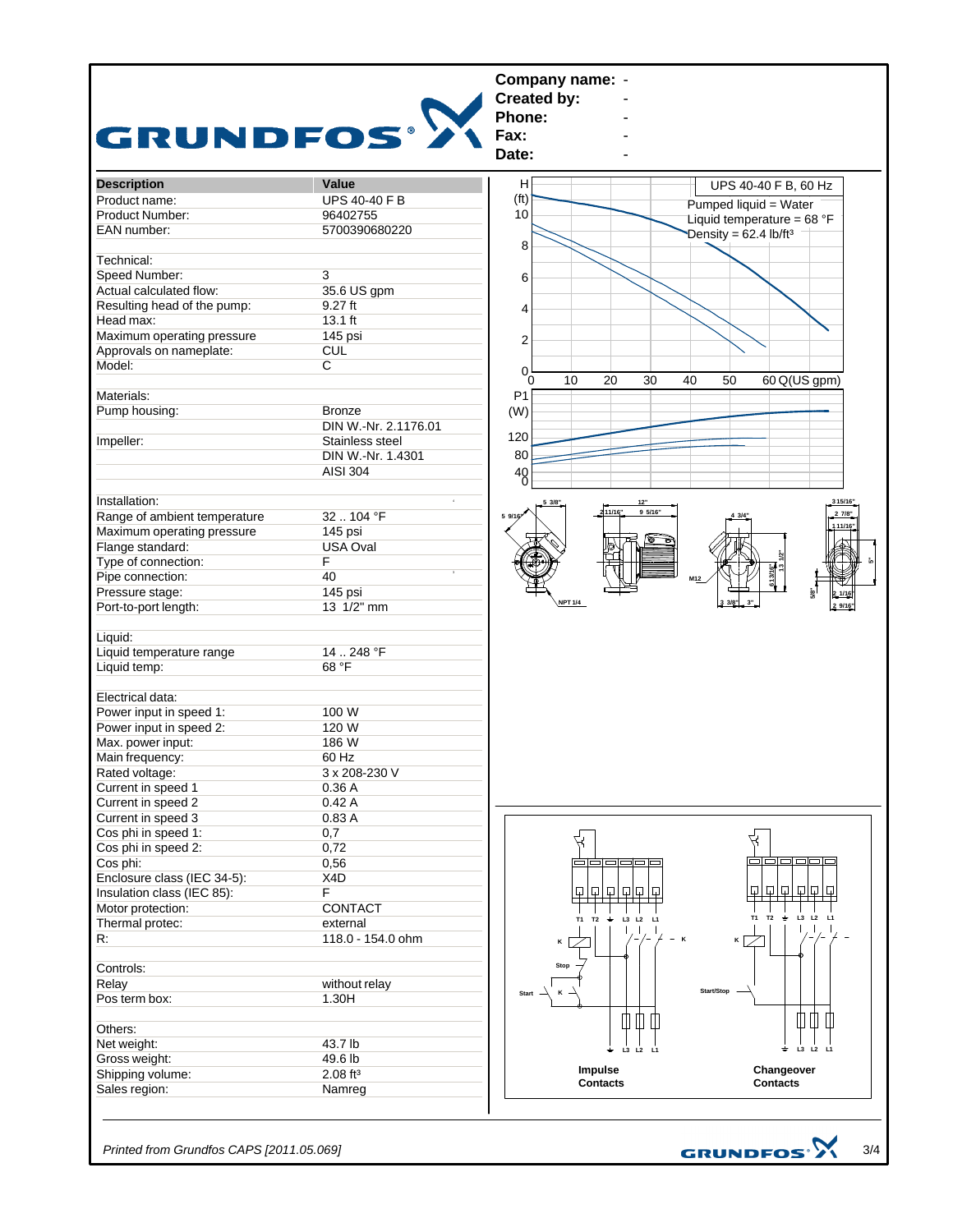**Company name:** -
**Created by:** -
**Phone:** -
**Fax:** -
**Date:** -

| Description | Value |
|---|---|
| Product name: | UPS 40-40 F B |
| Product Number: | 96402755 |
| EAN number: | 5700390680220 |
| | |
| Technical: | |
| Speed Number: | 3 |
| Actual calculated flow: | 35.6 US gpm |
| Resulting head of the pump: | 9.27 ft |
| Head max: | 13.1 ft |
| Maximum operating pressure | 145 psi |
| Approvals on nameplate: | CUL |
| Model: | C |
| | |
| Materials: | |
| Pump housing: | Bronze |
| | DIN W.-Nr. 2.1176.01 |
| Impeller: | Stainless steel |
| | DIN W.-Nr. 1.4301 |
| | AISI 304 |
| | |
| Installation: | |
| Range of ambient temperature | 32 .. 104 °F |
| Maximum operating pressure | 145 psi |
| Flange standard: | USA Oval |
| Type of connection: | F |
| Pipe connection: | 40 |
| Pressure stage: | 145 psi |
| Port-to-port length: | 13 1/2" mm |
| | |
| Liquid: | |
| Liquid temperature range | 14 .. 248 °F |
| Liquid temp: | 68 °F |
| | |
| Electrical data: | |
| Power input in speed 1: | 100 W |
| Power input in speed 2: | 120 W |
| Max. power input: | 186 W |
| Main frequency: | 60 Hz |
| Rated voltage: | 3 x 208-230 V |
| Current in speed 1 | 0.36 A |
| Current in speed 2 | 0.42 A |
| Current in speed 3 | 0.83 A |
| Cos phi in speed 1: | 0,7 |
| Cos phi in speed 2: | 0,72 |
| Cos phi: | 0,56 |
| Enclosure class (IEC 34-5): | X4D |
| Insulation class (IEC 85): | F |
| Motor protection: | CONTACT |
| Thermal protec: | external |
| R: | 118.0 - 154.0 ohm |
| | |
| Controls: | |
| Relay | without relay |
| Pos term box: | 1.30H |
| | |
| Others: | |
| Net weight: | 43.7 lb |
| Gross weight: | 49.6 lb |
| Shipping volume: | 2.08 ft³ |
| Sales region: | Namreg |

UPS 40-40 F B, 60 Hz

Pumped liquid = Water
Liquid temperature = 68 °F
Density = 62.4 lb/ft³

Impulse Contacts

Changeover Contacts

*Printed from Grundfos CAPS [2011.05.069]*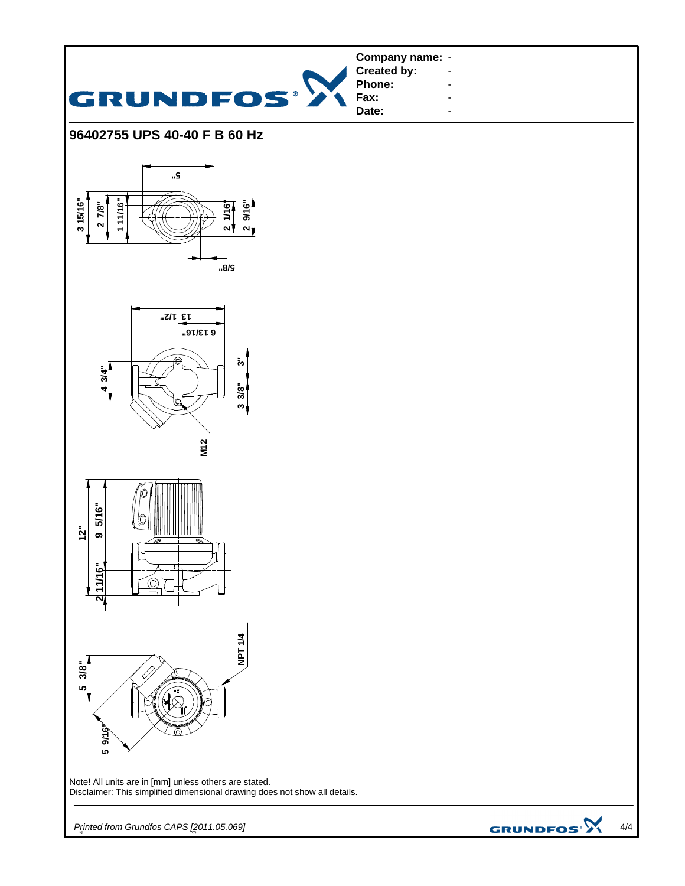**Company name:** -
**Created by:** -
**Phone:** -
**Fax:** -
**Date:** -

# 96402755 UPS 40-40 F B 60 Hz

5"
3 15/16"
2 7/8"
1 11/16"
2 1/16"
2 9/16"
5/8"

13 1/2"
6 13/16"
4 3/4"
3"
3 3/8"
M12

12"
9 5/16"
2 11/16"

NPT 1/4
5 3/8"
5 9/16"

Note! All units are in [mm] unless others are stated.
Disclaimer: This simplified dimensional drawing does not show all details.

*Printed from Grundfos CAPS [2011.05.069]*